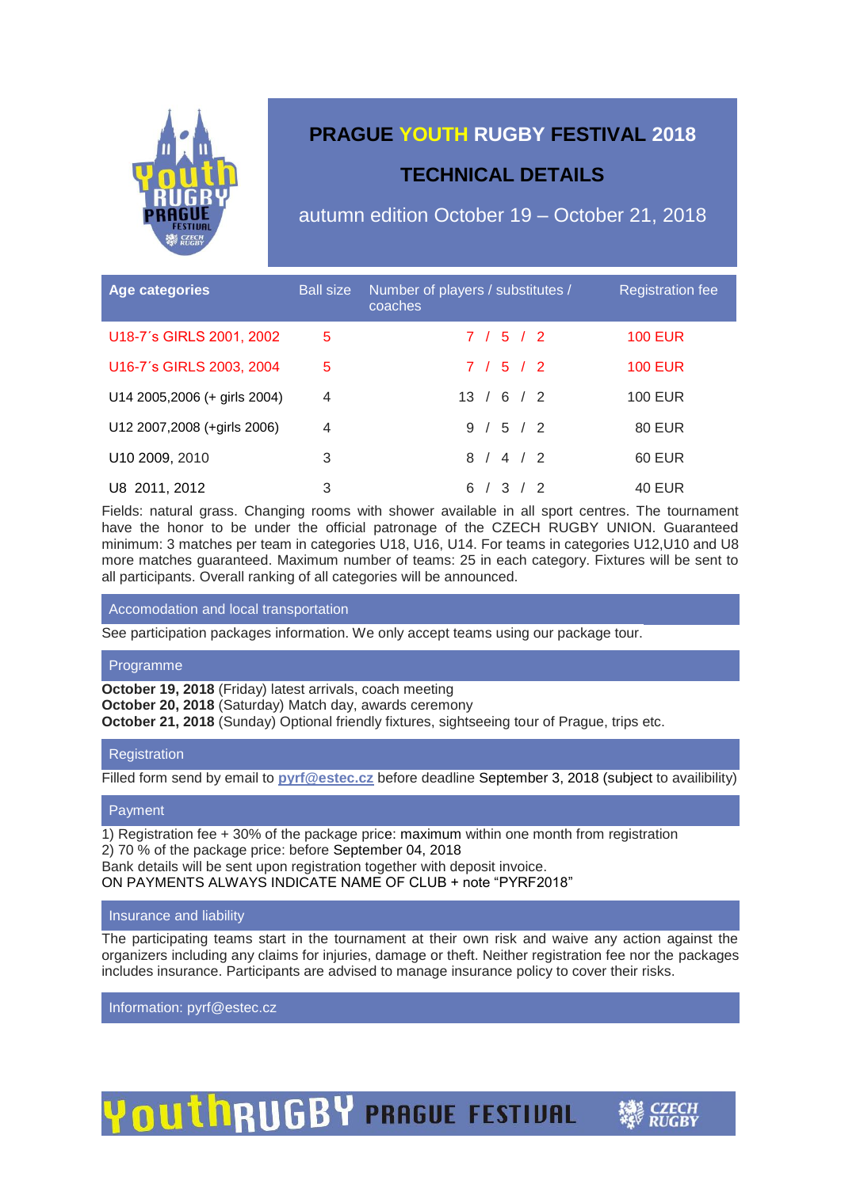# PRAGUE YOUTH RUGBY FESTIVAL 2018

## TECHNICAL DETAILS

autumn edition October 19 – October 21, 2018

| Age categories | Ball size | Number of players / substitutes / coaches | Registration fee |
|---|---|---|---|
| U18-7´s GIRLS 2001, 2002 | 5 | 7 / 5 / 2 | 100 EUR |
| U16-7´s GIRLS 2003, 2004 | 5 | 7 / 5 / 2 | 100 EUR |
| U14 2005,2006 (+ girls 2004) | 4 | 13 / 6 / 2 | 100 EUR |
| U12 2007,2008 (+girls 2006) | 4 | 9 / 5 / 2 | 80 EUR |
| U10 2009, 2010 | 3 | 8 / 4 / 2 | 60 EUR |
| U8 2011, 2012 | 3 | 6 / 3 / 2 | 40 EUR |

Fields: natural grass. Changing rooms with shower available in all sport centres. The tournament have the honor to be under the official patronage of the CZECH RUGBY UNION. Guaranteed minimum: 3 matches per team in categories U18, U16, U14. For teams in categories U12,U10 and U8 more matches guaranteed. Maximum number of teams: 25 in each category. Fixtures will be sent to all participants. Overall ranking of all categories will be announced.

### Accomodation and local transportation

See participation packages information. We only accept teams using our package tour.

### Programme

**October 19, 2018** (Friday) latest arrivals, coach meeting
**October 20, 2018** (Saturday) Match day, awards ceremony
**October 21, 2018** (Sunday) Optional friendly fixtures, sightseeing tour of Prague, trips etc.

### Registration

Filled form send by email to **pyrf@estec.cz** before deadline September 3, 2018 (subject to availibility)

### Payment

1) Registration fee + 30% of the package price: maximum within one month from registration
2) 70 % of the package price: before September 04, 2018
Bank details will be sent upon registration together with deposit invoice.
ON PAYMENTS ALWAYS INDICATE NAME OF CLUB + note "PYRF2018"

### Insurance and liability

The participating teams start in the tournament at their own risk and waive any action against the organizers including any claims for injuries, damage or theft. Neither registration fee nor the packages includes insurance. Participants are advised to manage insurance policy to cover their risks.

Information: pyrf@estec.cz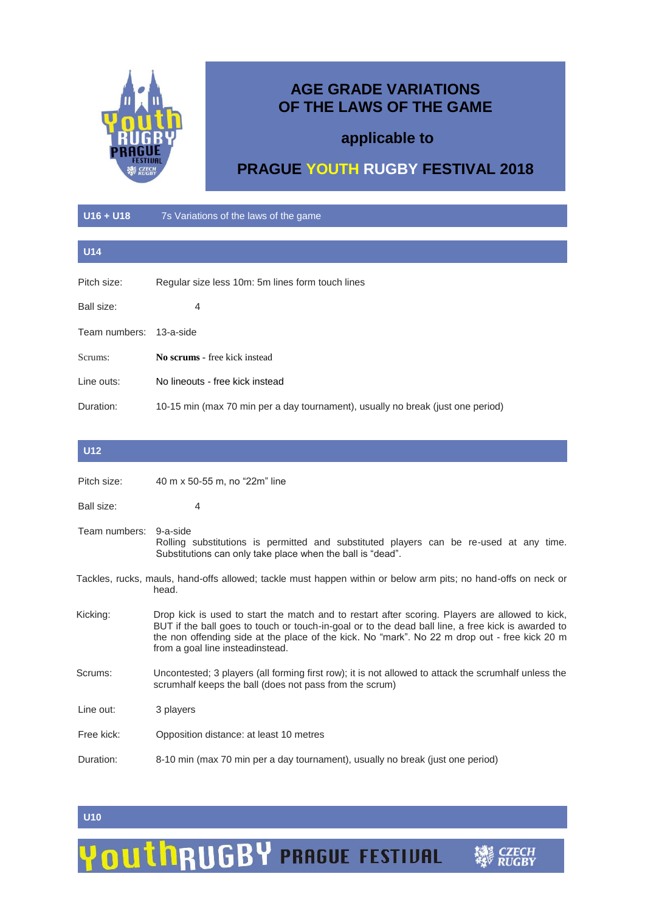# AGE GRADE VARIATIONS OF THE LAWS OF THE GAME

## applicable to

## PRAGUE YOUTH RUGBY FESTIVAL 2018

## U16 + U18

7s Variations of the laws of the game

## U14

Pitch size: Regular size less 10m: 5m lines form touch lines

Ball size: 4

Team numbers: 13-a-side

Scrums: **No scrums** - free kick instead

Line outs: No lineouts - free kick instead

Duration: 10-15 min (max 70 min per a day tournament), usually no break (just one period)

## U12

Pitch size: 40 m x 50-55 m, no "22m" line

Ball size: 4

Team numbers: 9-a-side
Rolling substitutions is permitted and substituted players can be re-used at any time. Substitutions can only take place when the ball is "dead".

Tackles, rucks, mauls, hand-offs allowed; tackle must happen within or below arm pits; no hand-offs on neck or head.

Kicking: Drop kick is used to start the match and to restart after scoring. Players are allowed to kick, BUT if the ball goes to touch or touch-in-goal or to the dead ball line, a free kick is awarded to the non offending side at the place of the kick. No "mark". No 22 m drop out - free kick 20 m from a goal line insteadinstead.

Scrums: Uncontested; 3 players (all forming first row); it is not allowed to attack the scrumhalf unless the scrumhalf keeps the ball (does not pass from the scrum)

Line out: 3 players

Free kick: Opposition distance: at least 10 metres

Duration: 8-10 min (max 70 min per a day tournament), usually no break (just one period)

## U10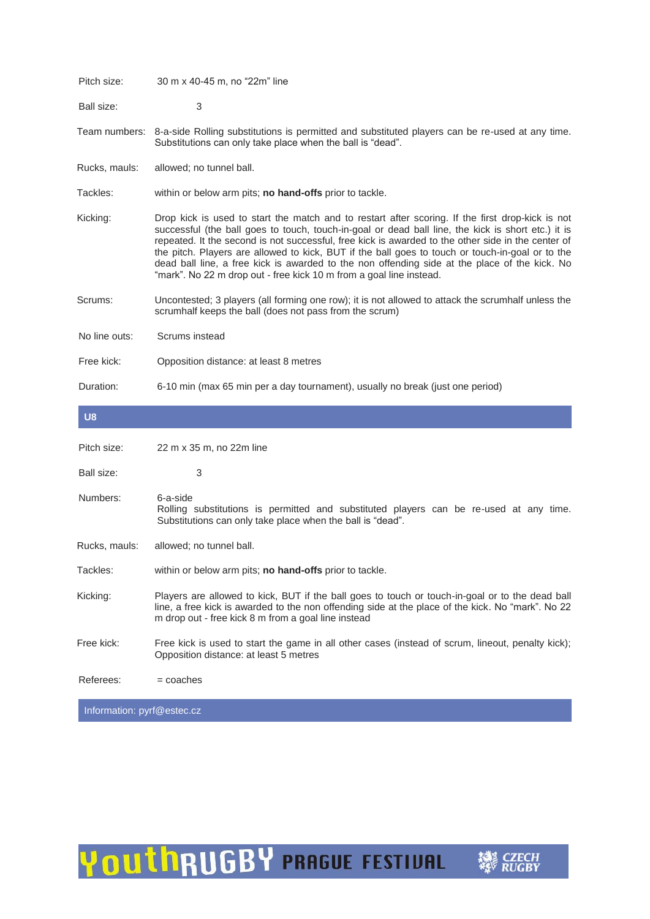Pitch size: 30 m x 40-45 m, no “22m” line

Ball size: 3

Team numbers: 8-a-side Rolling substitutions is permitted and substituted players can be re-used at any time. Substitutions can only take place when the ball is “dead”.

Rucks, mauls: allowed; no tunnel ball.

Tackles: within or below arm pits; **no hand-offs** prior to tackle.

Kicking: Drop kick is used to start the match and to restart after scoring. If the first drop-kick is not successful (the ball goes to touch, touch-in-goal or dead ball line, the kick is short etc.) it is repeated. It the second is not successful, free kick is awarded to the other side in the center of the pitch. Players are allowed to kick, BUT if the ball goes to touch or touch-in-goal or to the dead ball line, a free kick is awarded to the non offending side at the place of the kick. No “mark”. No 22 m drop out - free kick 10 m from a goal line instead.

Scrums: Uncontested; 3 players (all forming one row); it is not allowed to attack the scrumhalf unless the scrumhalf keeps the ball (does not pass from the scrum)

No line outs: Scrums instead

Free kick: Opposition distance: at least 8 metres

Duration: 6-10 min (max 65 min per a day tournament), usually no break (just one period)

## U8

Pitch size: 22 m x 35 m, no 22m line

Ball size: 3

Numbers: 6-a-side
Rolling substitutions is permitted and substituted players can be re-used at any time. Substitutions can only take place when the ball is “dead”.

Rucks, mauls: allowed; no tunnel ball.

Tackles: within or below arm pits; **no hand-offs** prior to tackle.

Kicking: Players are allowed to kick, BUT if the ball goes to touch or touch-in-goal or to the dead ball line, a free kick is awarded to the non offending side at the place of the kick. No “mark”. No 22 m drop out - free kick 8 m from a goal line instead

Free kick: Free kick is used to start the game in all other cases (instead of scrum, lineout, penalty kick); Opposition distance: at least 5 metres

Referees: = coaches

Information: pyrf@estec.cz